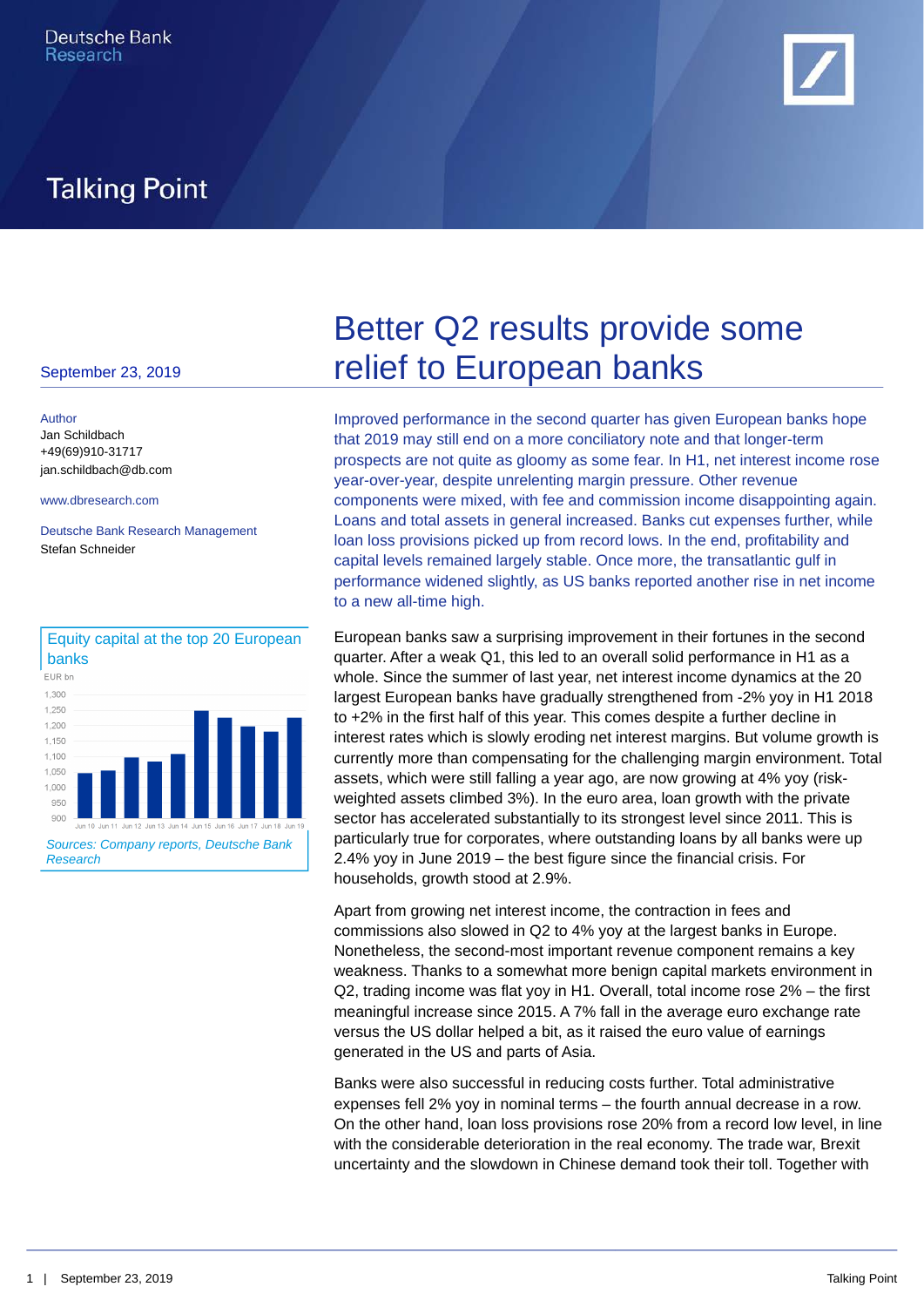Deutsche Bank Research

# Talking Point

September 23, 2019

Author
Jan Schildbach
+49(69)910-31717
jan.schildbach@db.com

www.dbresearch.com

Deutsche Bank Research Management
Stefan Schneider

Equity capital at the top 20 European banks

EUR bn

*Sources: Company reports, Deutsche Bank Research*

# Better Q2 results provide some relief to European banks

Improved performance in the second quarter has given European banks hope that 2019 may still end on a more conciliatory note and that longer-term prospects are not quite as gloomy as some fear. In H1, net interest income rose year-over-year, despite unrelenting margin pressure. Other revenue components were mixed, with fee and commission income disappointing again. Loans and total assets in general increased. Banks cut expenses further, while loan loss provisions picked up from record lows. In the end, profitability and capital levels remained largely stable. Once more, the transatlantic gulf in performance widened slightly, as US banks reported another rise in net income to a new all-time high.

European banks saw a surprising improvement in their fortunes in the second quarter. After a weak Q1, this led to an overall solid performance in H1 as a whole. Since the summer of last year, net interest income dynamics at the 20 largest European banks have gradually strengthened from -2% yoy in H1 2018 to +2% in the first half of this year. This comes despite a further decline in interest rates which is slowly eroding net interest margins. But volume growth is currently more than compensating for the challenging margin environment. Total assets, which were still falling a year ago, are now growing at 4% yoy (risk-weighted assets climbed 3%). In the euro area, loan growth with the private sector has accelerated substantially to its strongest level since 2011. This is particularly true for corporates, where outstanding loans by all banks were up 2.4% yoy in June 2019 – the best figure since the financial crisis. For households, growth stood at 2.9%.

Apart from growing net interest income, the contraction in fees and commissions also slowed in Q2 to 4% yoy at the largest banks in Europe. Nonetheless, the second-most important revenue component remains a key weakness. Thanks to a somewhat more benign capital markets environment in Q2, trading income was flat yoy in H1. Overall, total income rose 2% – the first meaningful increase since 2015. A 7% fall in the average euro exchange rate versus the US dollar helped a bit, as it raised the euro value of earnings generated in the US and parts of Asia.

Banks were also successful in reducing costs further. Total administrative expenses fell 2% yoy in nominal terms – the fourth annual decrease in a row. On the other hand, loan loss provisions rose 20% from a record low level, in line with the considerable deterioration in the real economy. The trade war, Brexit uncertainty and the slowdown in Chinese demand took their toll. Together with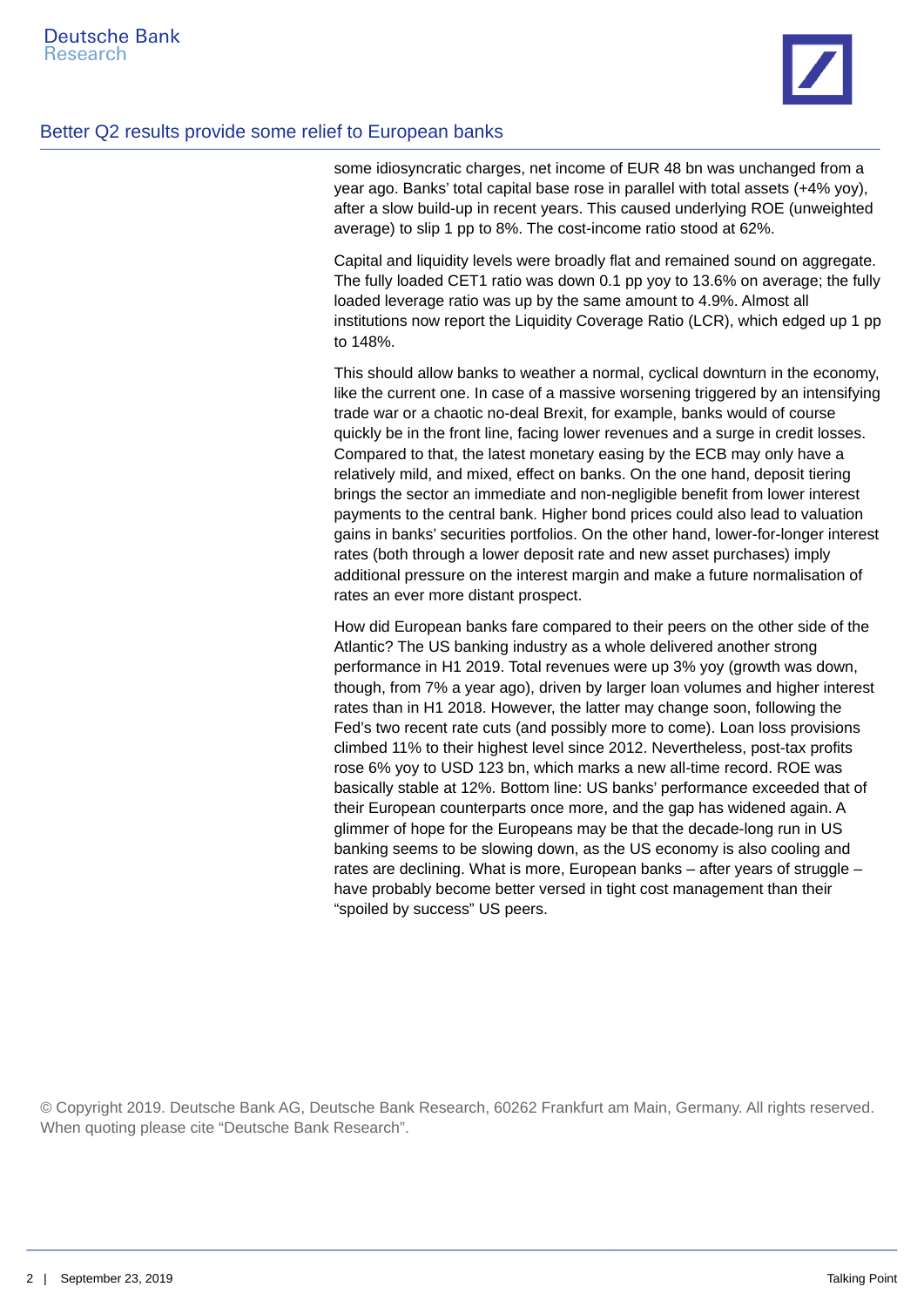some idiosyncratic charges, net income of EUR 48 bn was unchanged from a year ago. Banks' total capital base rose in parallel with total assets (+4% yoy), after a slow build-up in recent years. This caused underlying ROE (unweighted average) to slip 1 pp to 8%. The cost-income ratio stood at 62%.

Capital and liquidity levels were broadly flat and remained sound on aggregate. The fully loaded CET1 ratio was down 0.1 pp yoy to 13.6% on average; the fully loaded leverage ratio was up by the same amount to 4.9%. Almost all institutions now report the Liquidity Coverage Ratio (LCR), which edged up 1 pp to 148%.

This should allow banks to weather a normal, cyclical downturn in the economy, like the current one. In case of a massive worsening triggered by an intensifying trade war or a chaotic no-deal Brexit, for example, banks would of course quickly be in the front line, facing lower revenues and a surge in credit losses. Compared to that, the latest monetary easing by the ECB may only have a relatively mild, and mixed, effect on banks. On the one hand, deposit tiering brings the sector an immediate and non-negligible benefit from lower interest payments to the central bank. Higher bond prices could also lead to valuation gains in banks' securities portfolios. On the other hand, lower-for-longer interest rates (both through a lower deposit rate and new asset purchases) imply additional pressure on the interest margin and make a future normalisation of rates an ever more distant prospect.

How did European banks fare compared to their peers on the other side of the Atlantic? The US banking industry as a whole delivered another strong performance in H1 2019. Total revenues were up 3% yoy (growth was down, though, from 7% a year ago), driven by larger loan volumes and higher interest rates than in H1 2018. However, the latter may change soon, following the Fed's two recent rate cuts (and possibly more to come). Loan loss provisions climbed 11% to their highest level since 2012. Nevertheless, post-tax profits rose 6% yoy to USD 123 bn, which marks a new all-time record. ROE was basically stable at 12%. Bottom line: US banks' performance exceeded that of their European counterparts once more, and the gap has widened again. A glimmer of hope for the Europeans may be that the decade-long run in US banking seems to be slowing down, as the US economy is also cooling and rates are declining. What is more, European banks – after years of struggle – have probably become better versed in tight cost management than their "spoiled by success" US peers.

© Copyright 2019. Deutsche Bank AG, Deutsche Bank Research, 60262 Frankfurt am Main, Germany. All rights reserved. When quoting please cite "Deutsche Bank Research".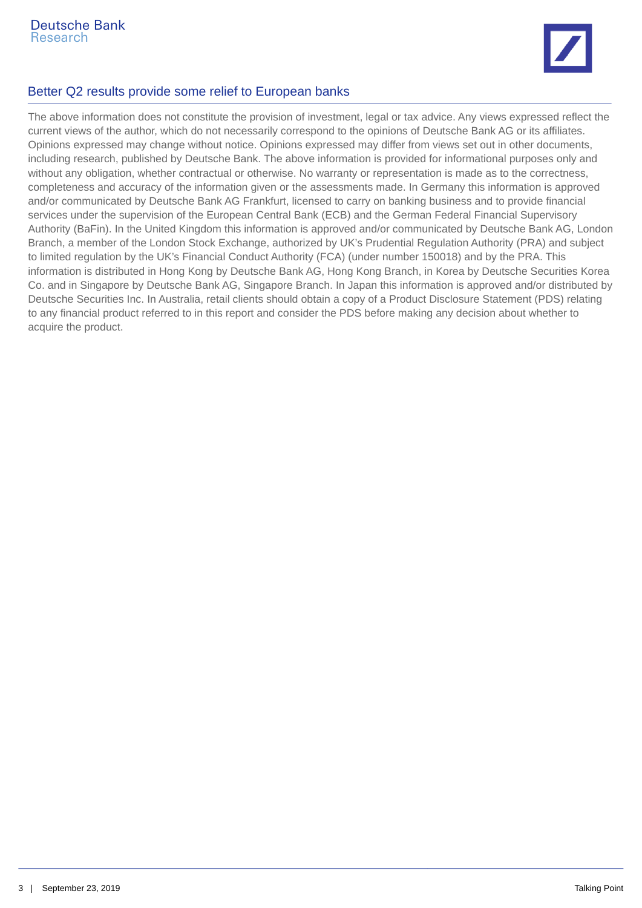The above information does not constitute the provision of investment, legal or tax advice. Any views expressed reflect the current views of the author, which do not necessarily correspond to the opinions of Deutsche Bank AG or its affiliates. Opinions expressed may change without notice. Opinions expressed may differ from views set out in other documents, including research, published by Deutsche Bank. The above information is provided for informational purposes only and without any obligation, whether contractual or otherwise. No warranty or representation is made as to the correctness, completeness and accuracy of the information given or the assessments made. In Germany this information is approved and/or communicated by Deutsche Bank AG Frankfurt, licensed to carry on banking business and to provide financial services under the supervision of the European Central Bank (ECB) and the German Federal Financial Supervisory Authority (BaFin). In the United Kingdom this information is approved and/or communicated by Deutsche Bank AG, London Branch, a member of the London Stock Exchange, authorized by UK's Prudential Regulation Authority (PRA) and subject to limited regulation by the UK's Financial Conduct Authority (FCA) (under number 150018) and by the PRA. This information is distributed in Hong Kong by Deutsche Bank AG, Hong Kong Branch, in Korea by Deutsche Securities Korea Co. and in Singapore by Deutsche Bank AG, Singapore Branch. In Japan this information is approved and/or distributed by Deutsche Securities Inc. In Australia, retail clients should obtain a copy of a Product Disclosure Statement (PDS) relating to any financial product referred to in this report and consider the PDS before making any decision about whether to acquire the product.